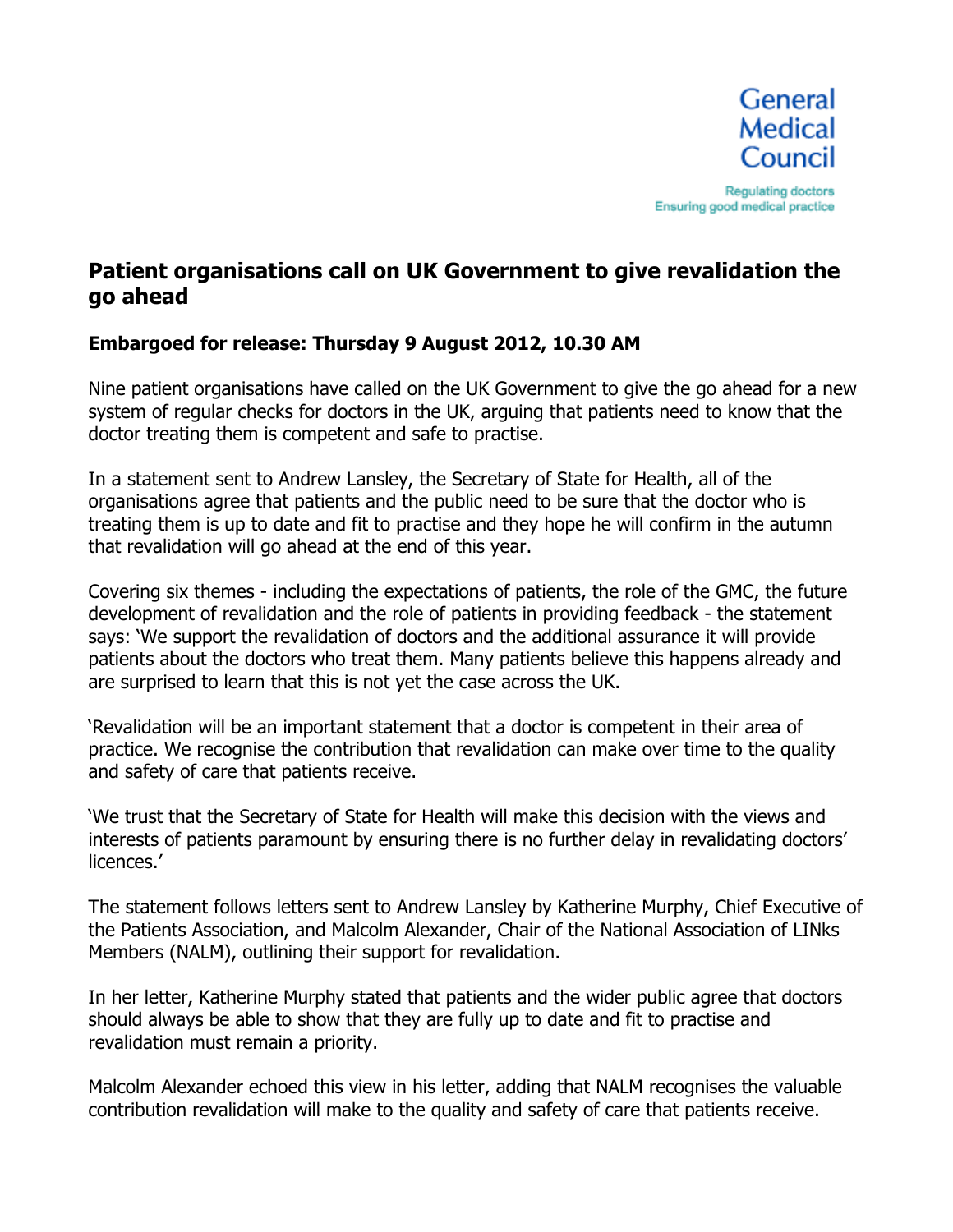General Medical Council

Regulating doctors
Ensuring good medical practice

# Patient organisations call on UK Government to give revalidation the go ahead

**Embargoed for release: Thursday 9 August 2012, 10.30 AM**

Nine patient organisations have called on the UK Government to give the go ahead for a new system of regular checks for doctors in the UK, arguing that patients need to know that the doctor treating them is competent and safe to practise.

In a statement sent to Andrew Lansley, the Secretary of State for Health, all of the organisations agree that patients and the public need to be sure that the doctor who is treating them is up to date and fit to practise and they hope he will confirm in the autumn that revalidation will go ahead at the end of this year.

Covering six themes - including the expectations of patients, the role of the GMC, the future development of revalidation and the role of patients in providing feedback - the statement says: 'We support the revalidation of doctors and the additional assurance it will provide patients about the doctors who treat them. Many patients believe this happens already and are surprised to learn that this is not yet the case across the UK.

'Revalidation will be an important statement that a doctor is competent in their area of practice. We recognise the contribution that revalidation can make over time to the quality and safety of care that patients receive.

'We trust that the Secretary of State for Health will make this decision with the views and interests of patients paramount by ensuring there is no further delay in revalidating doctors' licences.'

The statement follows letters sent to Andrew Lansley by Katherine Murphy, Chief Executive of the Patients Association, and Malcolm Alexander, Chair of the National Association of LINks Members (NALM), outlining their support for revalidation.

In her letter, Katherine Murphy stated that patients and the wider public agree that doctors should always be able to show that they are fully up to date and fit to practise and revalidation must remain a priority.

Malcolm Alexander echoed this view in his letter, adding that NALM recognises the valuable contribution revalidation will make to the quality and safety of care that patients receive.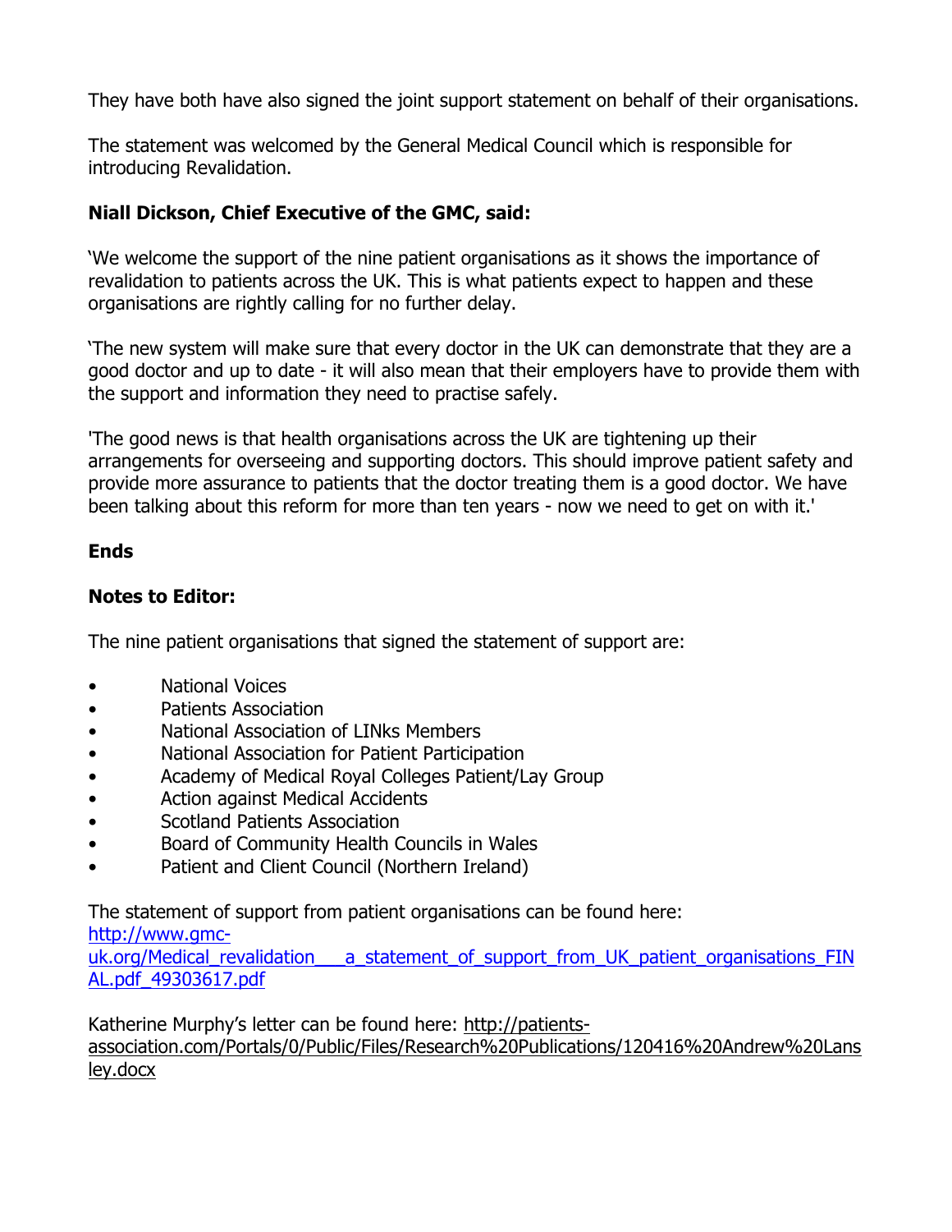They have both have also signed the joint support statement on behalf of their organisations.

The statement was welcomed by the General Medical Council which is responsible for introducing Revalidation.

**Niall Dickson, Chief Executive of the GMC, said:**

'We welcome the support of the nine patient organisations as it shows the importance of revalidation to patients across the UK. This is what patients expect to happen and these organisations are rightly calling for no further delay.

'The new system will make sure that every doctor in the UK can demonstrate that they are a good doctor and up to date - it will also mean that their employers have to provide them with the support and information they need to practise safely.

'The good news is that health organisations across the UK are tightening up their arrangements for overseeing and supporting doctors. This should improve patient safety and provide more assurance to patients that the doctor treating them is a good doctor. We have been talking about this reform for more than ten years - now we need to get on with it.'

**Ends**

**Notes to Editor:**

The nine patient organisations that signed the statement of support are:

- National Voices
- Patients Association
- National Association of LINks Members
- National Association for Patient Participation
- Academy of Medical Royal Colleges Patient/Lay Group
- Action against Medical Accidents
- Scotland Patients Association
- Board of Community Health Councils in Wales
- Patient and Client Council (Northern Ireland)

The statement of support from patient organisations can be found here:
http://www.gmc-uk.org/Medical_revalidation___a_statement_of_support_from_UK_patient_organisations_FINAL.pdf_49303617.pdf

Katherine Murphy's letter can be found here: http://patients-association.com/Portals/0/Public/Files/Research%20Publications/120416%20Andrew%20Lansley.docx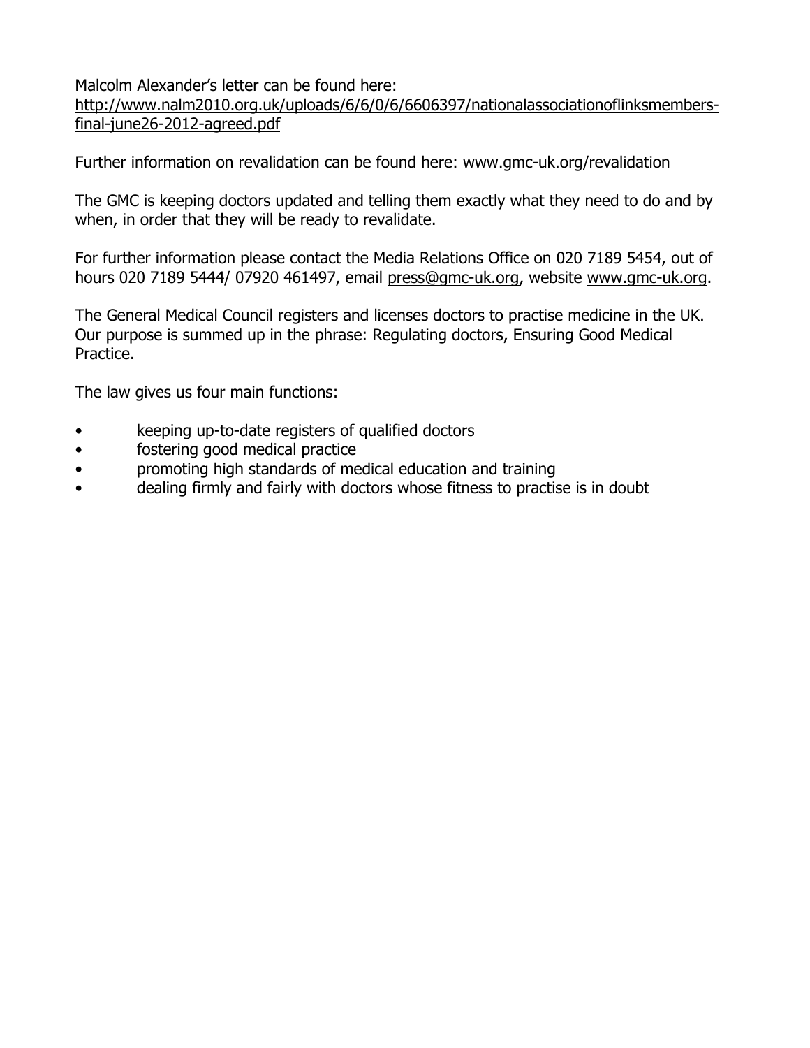Malcolm Alexander's letter can be found here:
http://www.nalm2010.org.uk/uploads/6/6/0/6/6606397/nationalassociationoflinksmembers-final-june26-2012-agreed.pdf

Further information on revalidation can be found here: www.gmc-uk.org/revalidation

The GMC is keeping doctors updated and telling them exactly what they need to do and by when, in order that they will be ready to revalidate.

For further information please contact the Media Relations Office on 020 7189 5454, out of hours 020 7189 5444/ 07920 461497, email press@gmc-uk.org, website www.gmc-uk.org.

The General Medical Council registers and licenses doctors to practise medicine in the UK. Our purpose is summed up in the phrase: Regulating doctors, Ensuring Good Medical Practice.

The law gives us four main functions:

- keeping up-to-date registers of qualified doctors
- fostering good medical practice
- promoting high standards of medical education and training
- dealing firmly and fairly with doctors whose fitness to practise is in doubt